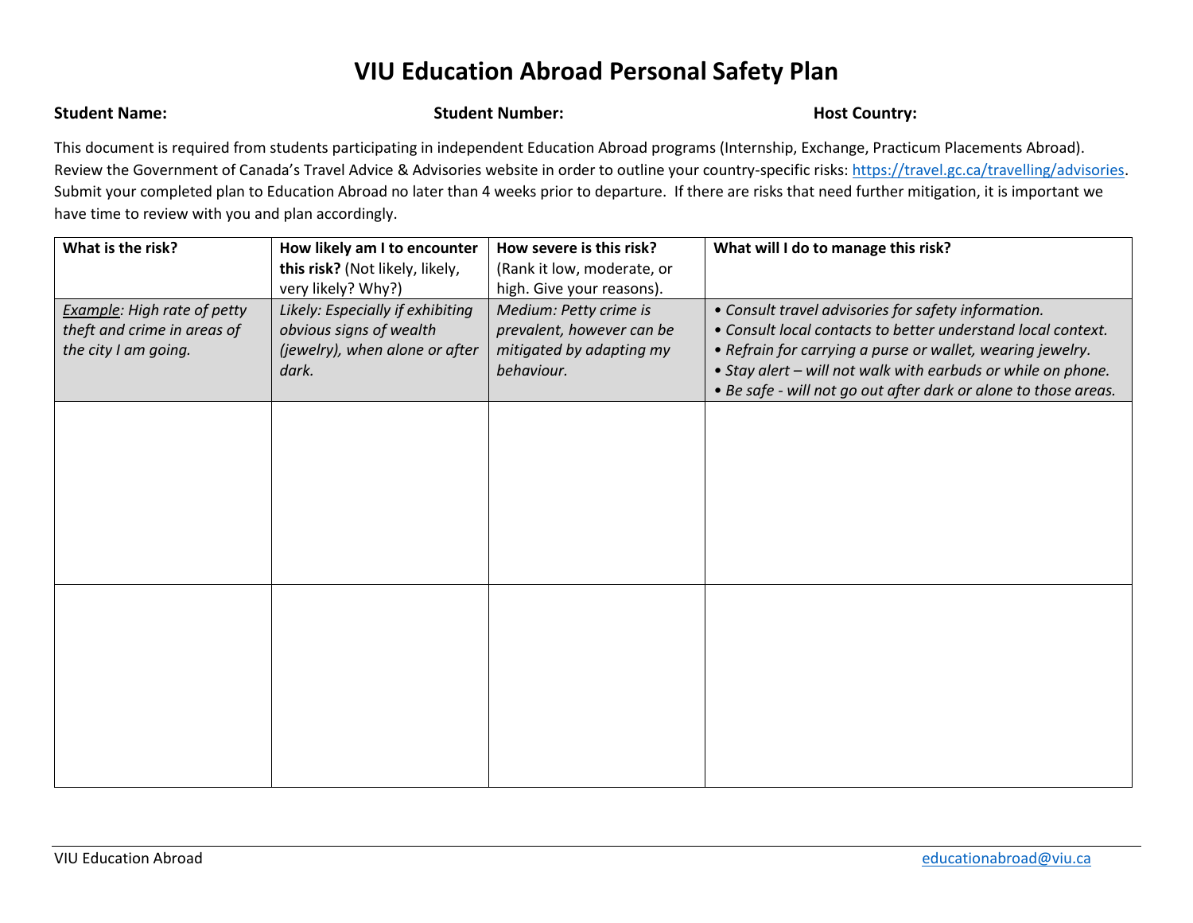# VIU Education Abroad Personal Safety Plan

**Student Name:** **Student Number:** **Host Country:**

This document is required from students participating in independent Education Abroad programs (Internship, Exchange, Practicum Placements Abroad). Review the Government of Canada's Travel Advice & Advisories website in order to outline your country-specific risks: https://travel.gc.ca/travelling/advisories. Submit your completed plan to Education Abroad no later than 4 weeks prior to departure. If there are risks that need further mitigation, it is important we have time to review with you and plan accordingly.

| **What is the risk?** | **How likely am I to encounter this risk?** (Not likely, likely, very likely? Why?) | **How severe is this risk?** (Rank it low, moderate, or high. Give your reasons). | **What will I do to manage this risk?** |
|---|---|---|---|
| *<u>Example</u>: High rate of petty theft and crime in areas of the city I am going.* | *Likely: Especially if exhibiting obvious signs of wealth (jewelry), when alone or after dark.* | *Medium: Petty crime is prevalent, however can be mitigated by adapting my behaviour.* | *• Consult travel advisories for safety information.*<br>*• Consult local contacts to better understand local context.*<br>*• Refrain for carrying a purse or wallet, wearing jewelry.*<br>*• Stay alert – will not walk with earbuds or while on phone.*<br>*• Be safe - will not go out after dark or alone to those areas.* |
| | | | |
| | | | |

VIU Education Abroad educationabroad@viu.ca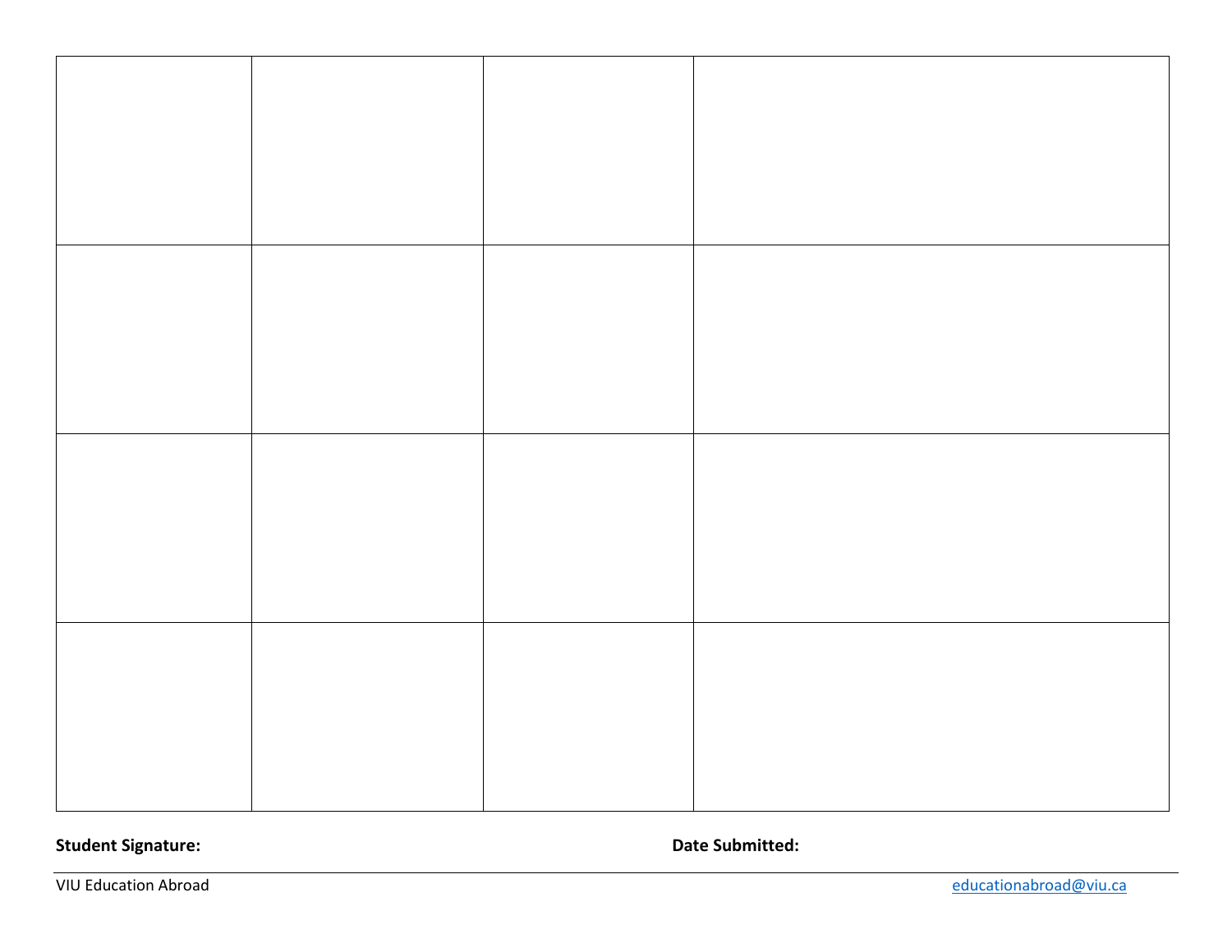| | | | |
|---|---|---|---|
| | | | |
| | | | |
| | | | |
| | | | |

**Student Signature:**

**Date Submitted:**